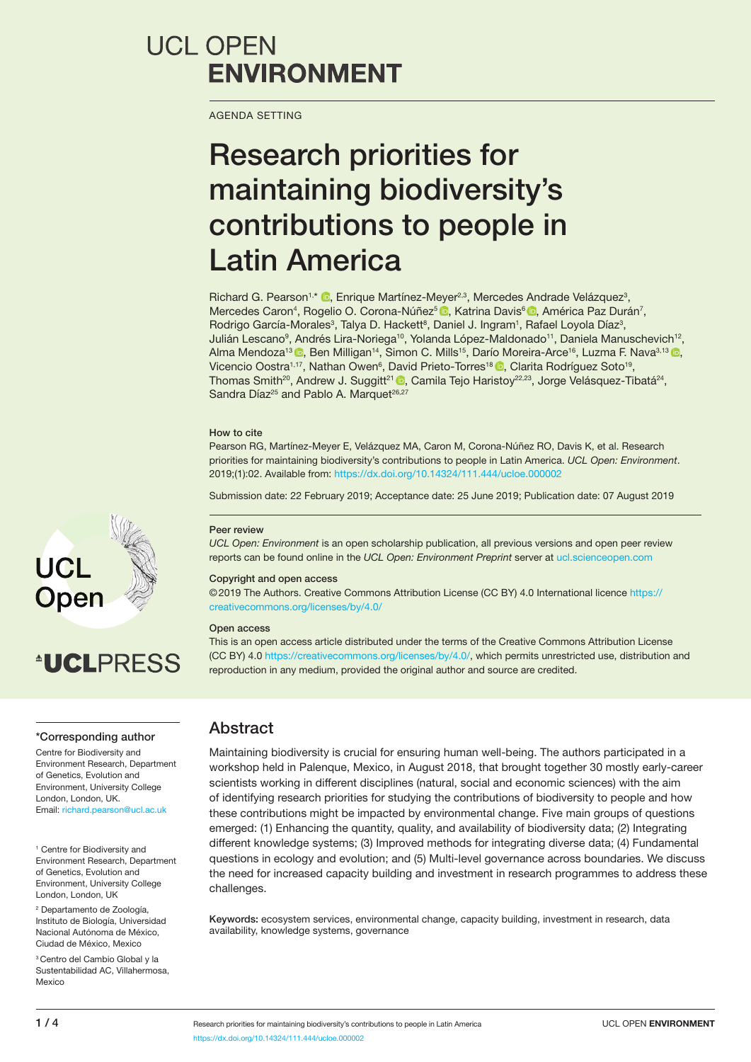UCL OPEN
**ENVIRONMENT**

AGENDA SETTING

# Research priorities for maintaining biodiversity's contributions to people in Latin America

Richard G. Pearson[1,*], Enrique Martínez-Meyer[2,3], Mercedes Andrade Velázquez[3], Mercedes Caron[4], Rogelio O. Corona-Núñez[5], Katrina Davis[6], América Paz Durán[7], Rodrigo García-Morales[3], Talya D. Hackett[8], Daniel J. Ingram[1], Rafael Loyola Díaz[3], Julián Lescano[9], Andrés Lira-Noriega[10], Yolanda López-Maldonado[11], Daniela Manuschevich[12], Alma Mendoza[13], Ben Milligan[14], Simon C. Mills[15], Darío Moreira-Arce[16], Luzma F. Nava[3,13], Vicencio Oostra[1,17], Nathan Owen[6], David Prieto-Torres[18], Clarita Rodríguez Soto[19], Thomas Smith[20], Andrew J. Suggitt[21], Camila Tejo Haristoy[22,23], Jorge Velásquez-Tibatá[24], Sandra Díaz[25] and Pablo A. Marquet[26,27]

**How to cite**

Pearson RG, Martínez-Meyer E, Velázquez MA, Caron M, Corona-Núñez RO, Davis K, et al. Research priorities for maintaining biodiversity's contributions to people in Latin America. *UCL Open: Environment*. 2019;(1):02. Available from: https://dx.doi.org/10.14324/111.444/ucloe.000002

Submission date: 22 February 2019; Acceptance date: 25 June 2019; Publication date: 07 August 2019

**Peer review**

*UCL Open: Environment* is an open scholarship publication, all previous versions and open peer review reports can be found online in the *UCL Open: Environment Preprint* server at ucl.scienceopen.com

**Copyright and open access**

©2019 The Authors. Creative Commons Attribution License (CC BY) 4.0 International licence https://creativecommons.org/licenses/by/4.0/

**Open access**

This is an open access article distributed under the terms of the Creative Commons Attribution License (CC BY) 4.0 https://creativecommons.org/licenses/by/4.0/, which permits unrestricted use, distribution and reproduction in any medium, provided the original author and source are credited.

UCL Open

UCLPRESS

## Abstract

Maintaining biodiversity is crucial for ensuring human well-being. The authors participated in a workshop held in Palenque, Mexico, in August 2018, that brought together 30 mostly early-career scientists working in different disciplines (natural, social and economic sciences) with the aim of identifying research priorities for studying the contributions of biodiversity to people and how these contributions might be impacted by environmental change. Five main groups of questions emerged: (1) Enhancing the quantity, quality, and availability of biodiversity data; (2) Integrating different knowledge systems; (3) Improved methods for integrating diverse data; (4) Fundamental questions in ecology and evolution; and (5) Multi-level governance across boundaries. We discuss the need for increased capacity building and investment in research programmes to address these challenges.

**Keywords:** ecosystem services, environmental change, capacity building, investment in research, data availability, knowledge systems, governance

**\*Corresponding author**

Centre for Biodiversity and Environment Research, Department of Genetics, Evolution and Environment, University College London, London, UK.
Email: richard.pearson@ucl.ac.uk

[1] Centre for Biodiversity and Environment Research, Department of Genetics, Evolution and Environment, University College London, London, UK

[2] Departamento de Zoología, Instituto de Biología, Universidad Nacional Autónoma de México, Ciudad de México, Mexico

[3] Centro del Cambio Global y la Sustentabilidad AC, Villahermosa, Mexico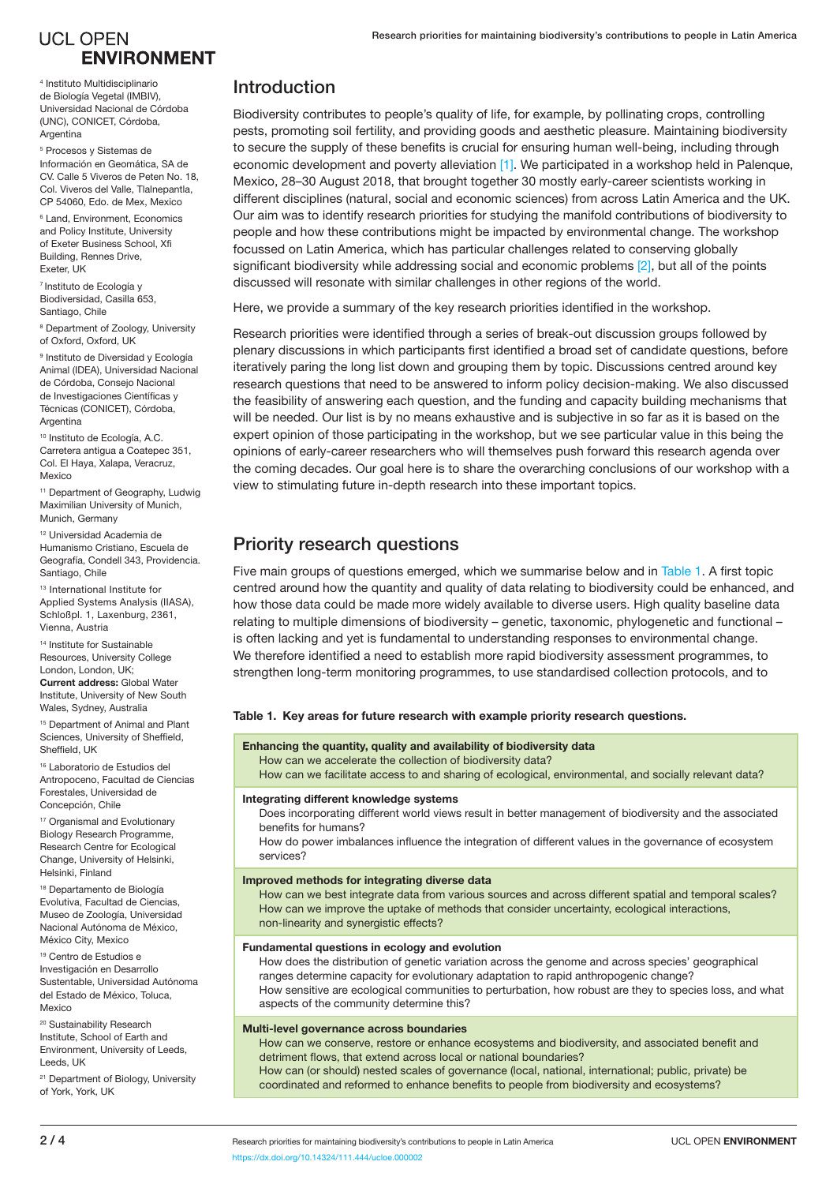[4] Instituto Multidisciplinario de Biología Vegetal (IMBIV), Universidad Nacional de Córdoba (UNC), CONICET, Córdoba, Argentina

[5] Procesos y Sistemas de Información en Geomática, SA de CV. Calle 5 Viveros de Peten No. 18, Col. Viveros del Valle, Tlalnepantla, CP 54060, Edo. de Mex, Mexico

[6] Land, Environment, Economics and Policy Institute, University of Exeter Business School, Xfi Building, Rennes Drive, Exeter, UK

[7] Instituto de Ecología y Biodiversidad, Casilla 653, Santiago, Chile

[8] Department of Zoology, University of Oxford, Oxford, UK

[9] Instituto de Diversidad y Ecología Animal (IDEA), Universidad Nacional de Córdoba, Consejo Nacional de Investigaciones Científicas y Técnicas (CONICET), Córdoba, Argentina

[10] Instituto de Ecología, A.C. Carretera antigua a Coatepec 351, Col. El Haya, Xalapa, Veracruz, Mexico

[11] Department of Geography, Ludwig Maximilian University of Munich, Munich, Germany

[12] Universidad Academia de Humanismo Cristiano, Escuela de Geografía, Condell 343, Providencia. Santiago, Chile

[13] International Institute for Applied Systems Analysis (IIASA), Schloßpl. 1, Laxenburg, 2361, Vienna, Austria

[14] Institute for Sustainable Resources, University College London, London, UK; **Current address:** Global Water Institute, University of New South Wales, Sydney, Australia

[15] Department of Animal and Plant Sciences, University of Sheffield, Sheffield, UK

[16] Laboratorio de Estudios del Antropoceno, Facultad de Ciencias Forestales, Universidad de Concepción, Chile

[17] Organismal and Evolutionary Biology Research Programme, Research Centre for Ecological Change, University of Helsinki, Helsinki, Finland

[18] Departamento de Biología Evolutiva, Facultad de Ciencias, Museo de Zoología, Universidad Nacional Autónoma de México, México City, Mexico

[19] Centro de Estudios e Investigación en Desarrollo Sustentable, Universidad Autónoma del Estado de México, Toluca, Mexico

[20] Sustainability Research Institute, School of Earth and Environment, University of Leeds, Leeds, UK

[21] Department of Biology, University of York, York, UK

## Introduction

Biodiversity contributes to people's quality of life, for example, by pollinating crops, controlling pests, promoting soil fertility, and providing goods and aesthetic pleasure. Maintaining biodiversity to secure the supply of these benefits is crucial for ensuring human well-being, including through economic development and poverty alleviation [1]. We participated in a workshop held in Palenque, Mexico, 28–30 August 2018, that brought together 30 mostly early-career scientists working in different disciplines (natural, social and economic sciences) from across Latin America and the UK. Our aim was to identify research priorities for studying the manifold contributions of biodiversity to people and how these contributions might be impacted by environmental change. The workshop focussed on Latin America, which has particular challenges related to conserving globally significant biodiversity while addressing social and economic problems [2], but all of the points discussed will resonate with similar challenges in other regions of the world.

Here, we provide a summary of the key research priorities identified in the workshop.

Research priorities were identified through a series of break-out discussion groups followed by plenary discussions in which participants first identified a broad set of candidate questions, before iteratively paring the long list down and grouping them by topic. Discussions centred around key research questions that need to be answered to inform policy decision-making. We also discussed the feasibility of answering each question, and the funding and capacity building mechanisms that will be needed. Our list is by no means exhaustive and is subjective in so far as it is based on the expert opinion of those participating in the workshop, but we see particular value in this being the opinions of early-career researchers who will themselves push forward this research agenda over the coming decades. Our goal here is to share the overarching conclusions of our workshop with a view to stimulating future in-depth research into these important topics.

## Priority research questions

Five main groups of questions emerged, which we summarise below and in Table 1. A first topic centred around how the quantity and quality of data relating to biodiversity could be enhanced, and how those data could be made more widely available to diverse users. High quality baseline data relating to multiple dimensions of biodiversity – genetic, taxonomic, phylogenetic and functional – is often lacking and yet is fundamental to understanding responses to environmental change. We therefore identified a need to establish more rapid biodiversity assessment programmes, to strengthen long-term monitoring programmes, to use standardised collection protocols, and to

**Table 1. Key areas for future research with example priority research questions.**

| Key area | Example priority research questions |
|---|---|
| **Enhancing the quantity, quality and availability of biodiversity data** | How can we accelerate the collection of biodiversity data? <br> How can we facilitate access to and sharing of ecological, environmental, and socially relevant data? |
| **Integrating different knowledge systems** | Does incorporating different world views result in better management of biodiversity and the associated benefits for humans? <br> How do power imbalances influence the integration of different values in the governance of ecosystem services? |
| **Improved methods for integrating diverse data** | How can we best integrate data from various sources and across different spatial and temporal scales? <br> How can we improve the uptake of methods that consider uncertainty, ecological interactions, non-linearity and synergistic effects? |
| **Fundamental questions in ecology and evolution** | How does the distribution of genetic variation across the genome and across species' geographical ranges determine capacity for evolutionary adaptation to rapid anthropogenic change? <br> How sensitive are ecological communities to perturbation, how robust are they to species loss, and what aspects of the community determine this? |
| **Multi-level governance across boundaries** | How can we conserve, restore or enhance ecosystems and biodiversity, and associated benefit and detriment flows, that extend across local or national boundaries? <br> How can (or should) nested scales of governance (local, national, international; public, private) be coordinated and reformed to enhance benefits to people from biodiversity and ecosystems? |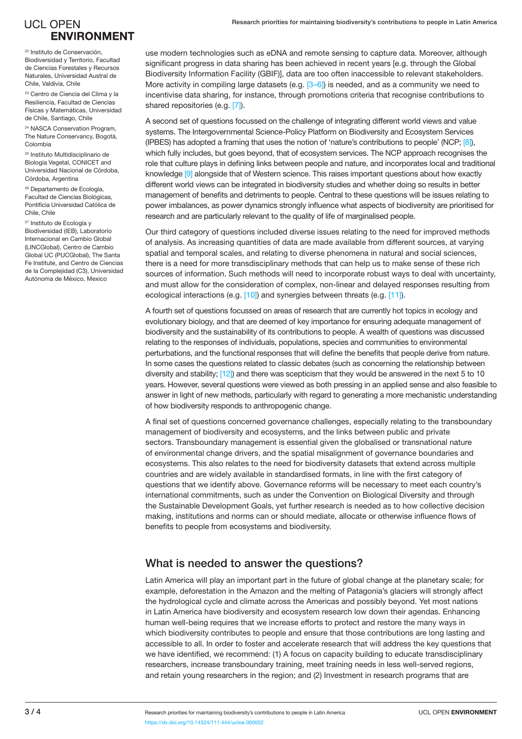[22] Instituto de Conservación, Biodiversidad y Territorio, Facultad de Ciencias Forestales y Recursos Naturales, Universidad Austral de Chile, Valdivia, Chile

[23] Centro de Ciencia del Clima y la Resiliencia, Facultad de Ciencias Físicas y Matemáticas, Universidad de Chile, Santiago, Chile

[24] NASCA Conservation Program, The Nature Conservancy, Bogotá, Colombia

[25] Instituto Multidisciplinario de Biología Vegetal, CONICET and Universidad Nacional de Córdoba, Córdoba, Argentina

[26] Departamento de Ecología, Facultad de Ciencias Biológicas, Pontificia Universidad Católica de Chile, Chile

[27] Instituto de Ecología y Biodiversidad (IEB), Laboratorio Internacional en Cambio Global (LINCGlobal), Centro de Cambio Global UC (PUCGlobal), The Santa Fe Institute, and Centro de Ciencias de la Complejidad (C3), Universidad Autónoma de México, Mexico

use modern technologies such as eDNA and remote sensing to capture data. Moreover, although significant progress in data sharing has been achieved in recent years [e.g. through the Global Biodiversity Information Facility (GBIF)], data are too often inaccessible to relevant stakeholders. More activity in compiling large datasets (e.g. [3–6]) is needed, and as a community we need to incentivise data sharing, for instance, through promotions criteria that recognise contributions to shared repositories (e.g. [7]).

A second set of questions focussed on the challenge of integrating different world views and value systems. The Intergovernmental Science-Policy Platform on Biodiversity and Ecosystem Services (IPBES) has adopted a framing that uses the notion of 'nature's contributions to people' (NCP; [8]), which fully includes, but goes beyond, that of ecosystem services. The NCP approach recognises the role that culture plays in defining links between people and nature, and incorporates local and traditional knowledge [9] alongside that of Western science. This raises important questions about how exactly different world views can be integrated in biodiversity studies and whether doing so results in better management of benefits and detriments to people. Central to these questions will be issues relating to power imbalances, as power dynamics strongly influence what aspects of biodiversity are prioritised for research and are particularly relevant to the quality of life of marginalised people.

Our third category of questions included diverse issues relating to the need for improved methods of analysis. As increasing quantities of data are made available from different sources, at varying spatial and temporal scales, and relating to diverse phenomena in natural and social sciences, there is a need for more transdisciplinary methods that can help us to make sense of these rich sources of information. Such methods will need to incorporate robust ways to deal with uncertainty, and must allow for the consideration of complex, non-linear and delayed responses resulting from ecological interactions (e.g. [10]) and synergies between threats (e.g. [11]).

A fourth set of questions focussed on areas of research that are currently hot topics in ecology and evolutionary biology, and that are deemed of key importance for ensuring adequate management of biodiversity and the sustainability of its contributions to people. A wealth of questions was discussed relating to the responses of individuals, populations, species and communities to environmental perturbations, and the functional responses that will define the benefits that people derive from nature. In some cases the questions related to classic debates (such as concerning the relationship between diversity and stability; [12]) and there was scepticism that they would be answered in the next 5 to 10 years. However, several questions were viewed as both pressing in an applied sense and also feasible to answer in light of new methods, particularly with regard to generating a more mechanistic understanding of how biodiversity responds to anthropogenic change.

A final set of questions concerned governance challenges, especially relating to the transboundary management of biodiversity and ecosystems, and the links between public and private sectors. Transboundary management is essential given the globalised or transnational nature of environmental change drivers, and the spatial misalignment of governance boundaries and ecosystems. This also relates to the need for biodiversity datasets that extend across multiple countries and are widely available in standardised formats, in line with the first category of questions that we identify above. Governance reforms will be necessary to meet each country's international commitments, such as under the Convention on Biological Diversity and through the Sustainable Development Goals, yet further research is needed as to how collective decision making, institutions and norms can or should mediate, allocate or otherwise influence flows of benefits to people from ecosystems and biodiversity.

## What is needed to answer the questions?

Latin America will play an important part in the future of global change at the planetary scale; for example, deforestation in the Amazon and the melting of Patagonia's glaciers will strongly affect the hydrological cycle and climate across the Americas and possibly beyond. Yet most nations in Latin America have biodiversity and ecosystem research low down their agendas. Enhancing human well-being requires that we increase efforts to protect and restore the many ways in which biodiversity contributes to people and ensure that those contributions are long lasting and accessible to all. In order to foster and accelerate research that will address the key questions that we have identified, we recommend: (1) A focus on capacity building to educate transdisciplinary researchers, increase transboundary training, meet training needs in less well-served regions, and retain young researchers in the region; and (2) Investment in research programs that are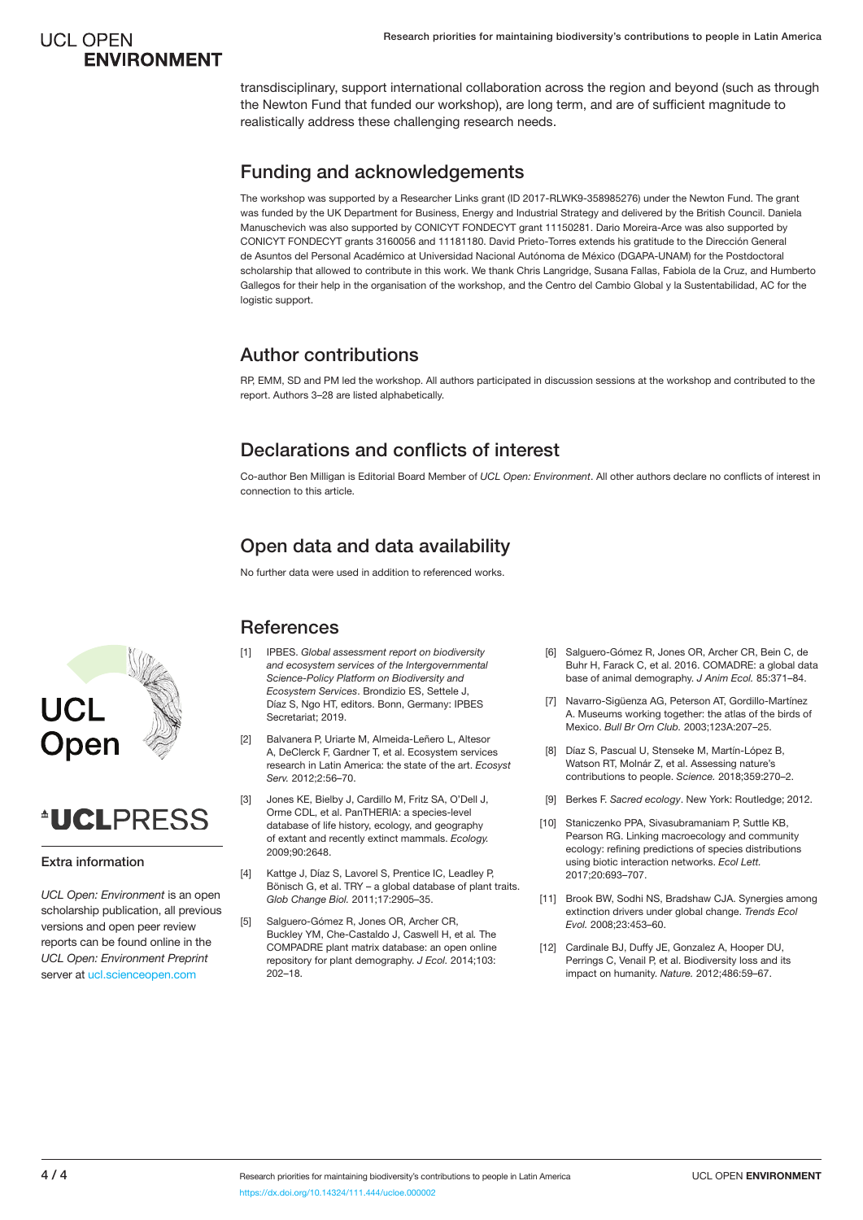transdisciplinary, support international collaboration across the region and beyond (such as through the Newton Fund that funded our workshop), are long term, and are of sufficient magnitude to realistically address these challenging research needs.

## Funding and acknowledgements

The workshop was supported by a Researcher Links grant (ID 2017-RLWK9-358985276) under the Newton Fund. The grant was funded by the UK Department for Business, Energy and Industrial Strategy and delivered by the British Council. Daniela Manuschevich was also supported by CONICYT FONDECYT grant 11150281. Dario Moreira-Arce was also supported by CONICYT FONDECYT grants 3160056 and 11181180. David Prieto-Torres extends his gratitude to the Dirección General de Asuntos del Personal Académico at Universidad Nacional Autónoma de México (DGAPA-UNAM) for the Postdoctoral scholarship that allowed to contribute in this work. We thank Chris Langridge, Susana Fallas, Fabiola de la Cruz, and Humberto Gallegos for their help in the organisation of the workshop, and the Centro del Cambio Global y la Sustentabilidad, AC for the logistic support.

## Author contributions

RP, EMM, SD and PM led the workshop. All authors participated in discussion sessions at the workshop and contributed to the report. Authors 3–28 are listed alphabetically.

## Declarations and conflicts of interest

Co-author Ben Milligan is Editorial Board Member of *UCL Open: Environment*. All other authors declare no conflicts of interest in connection to this article.

## Open data and data availability

No further data were used in addition to referenced works.

## References

[1] IPBES. *Global assessment report on biodiversity and ecosystem services of the Intergovernmental Science-Policy Platform on Biodiversity and Ecosystem Services*. Brondizio ES, Settele J, Díaz S, Ngo HT, editors. Bonn, Germany: IPBES Secretariat; 2019.

[2] Balvanera P, Uriarte M, Almeida-Leñero L, Altesor A, DeClerck F, Gardner T, et al. Ecosystem services research in Latin America: the state of the art. *Ecosyst Serv.* 2012;2:56–70.

[3] Jones KE, Bielby J, Cardillo M, Fritz SA, O'Dell J, Orme CDL, et al. PanTHERIA: a species-level database of life history, ecology, and geography of extant and recently extinct mammals. *Ecology.* 2009;90:2648.

[4] Kattge J, Díaz S, Lavorel S, Prentice IC, Leadley P, Bönisch G, et al. TRY – a global database of plant traits. *Glob Change Biol.* 2011;17:2905–35.

[5] Salguero-Gómez R, Jones OR, Archer CR, Buckley YM, Che-Castaldo J, Caswell H, et al. The COMPADRE plant matrix database: an open online repository for plant demography. *J Ecol.* 2014;103:202–18.

[6] Salguero-Gómez R, Jones OR, Archer CR, Bein C, de Buhr H, Farack C, et al. 2016. COMADRE: a global data base of animal demography. *J Anim Ecol.* 85:371–84.

[7] Navarro-Sigüenza AG, Peterson AT, Gordillo-Martínez A. Museums working together: the atlas of the birds of Mexico. *Bull Br Orn Club.* 2003;123A:207–25.

[8] Díaz S, Pascual U, Stenseke M, Martín-López B, Watson RT, Molnár Z, et al. Assessing nature's contributions to people. *Science.* 2018;359:270–2.

[9] Berkes F. *Sacred ecology*. New York: Routledge; 2012.

[10] Staniczenko PPA, Sivasubramaniam P, Suttle KB, Pearson RG. Linking macroecology and community ecology: refining predictions of species distributions using biotic interaction networks. *Ecol Lett.* 2017;20:693–707.

[11] Brook BW, Sodhi NS, Bradshaw CJA. Synergies among extinction drivers under global change. *Trends Ecol Evol.* 2008;23:453–60.

[12] Cardinale BJ, Duffy JE, Gonzalez A, Hooper DU, Perrings C, Venail P, et al. Biodiversity loss and its impact on humanity. *Nature.* 2012;486:59–67.

### Extra information

*UCL Open: Environment* is an open scholarship publication, all previous versions and open peer review reports can be found online in the *UCL Open: Environment Preprint* server at ucl.scienceopen.com